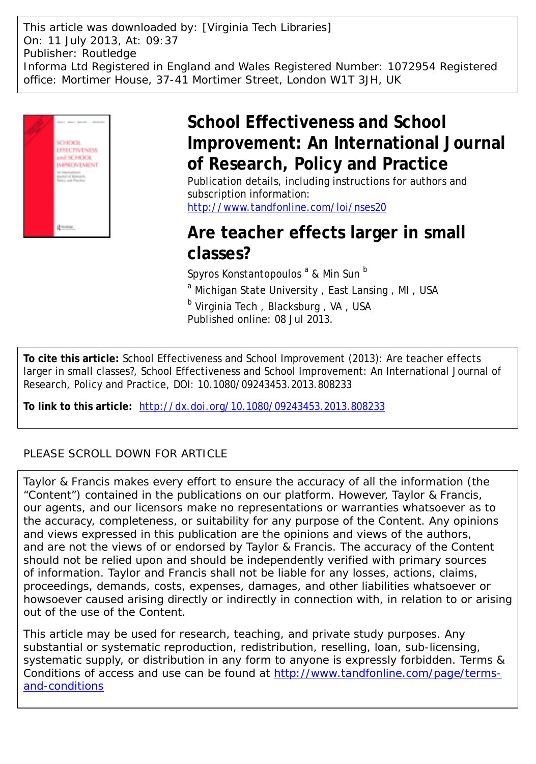This article was downloaded by: [Virginia Tech Libraries]
On: 11 July 2013, At: 09:37
Publisher: Routledge
Informa Ltd Registered in England and Wales Registered Number: 1072954 Registered office: Mortimer House, 37-41 Mortimer Street, London W1T 3JH, UK

# School Effectiveness and School Improvement: An International Journal of Research, Policy and Practice

Publication details, including instructions for authors and subscription information:
http://www.tandfonline.com/loi/nses20

# Are teacher effects larger in small classes?

Spyros Konstantopoulos [a] & Min Sun [b]

[a] Michigan State University , East Lansing , MI , USA

[b] Virginia Tech , Blacksburg , VA , USA

Published online: 08 Jul 2013.

**To cite this article:** School Effectiveness and School Improvement (2013): Are teacher effects larger in small classes?, School Effectiveness and School Improvement: An International Journal of Research, Policy and Practice, DOI: 10.1080/09243453.2013.808233

**To link to this article:** http://dx.doi.org/10.1080/09243453.2013.808233

PLEASE SCROLL DOWN FOR ARTICLE

Taylor & Francis makes every effort to ensure the accuracy of all the information (the "Content") contained in the publications on our platform. However, Taylor & Francis, our agents, and our licensors make no representations or warranties whatsoever as to the accuracy, completeness, or suitability for any purpose of the Content. Any opinions and views expressed in this publication are the opinions and views of the authors, and are not the views of or endorsed by Taylor & Francis. The accuracy of the Content should not be relied upon and should be independently verified with primary sources of information. Taylor and Francis shall not be liable for any losses, actions, claims, proceedings, demands, costs, expenses, damages, and other liabilities whatsoever or howsoever caused arising directly or indirectly in connection with, in relation to or arising out of the use of the Content.

This article may be used for research, teaching, and private study purposes. Any substantial or systematic reproduction, redistribution, reselling, loan, sub-licensing, systematic supply, or distribution in any form to anyone is expressly forbidden. Terms & Conditions of access and use can be found at http://www.tandfonline.com/page/terms-and-conditions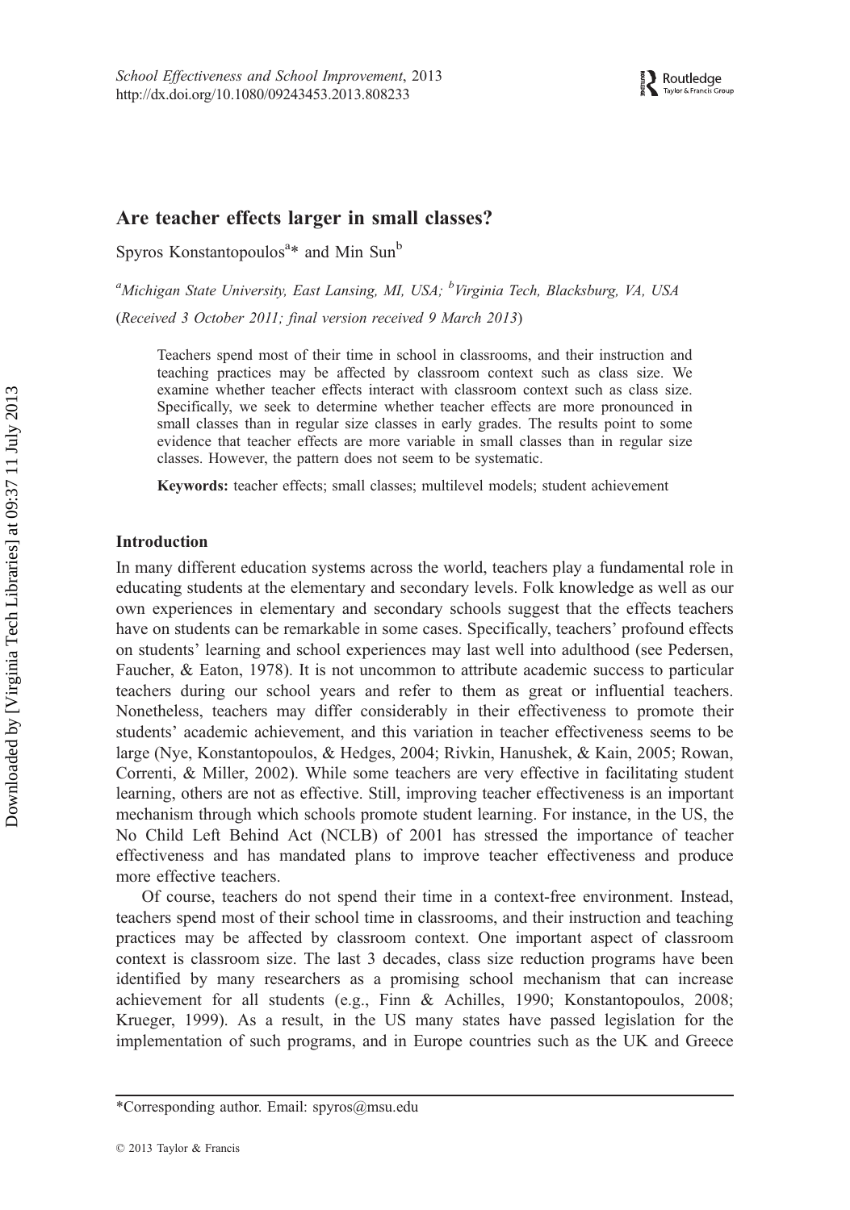# Are teacher effects larger in small classes?

Spyros Konstantopoulos[a]* and Min Sun[b]

[a]*Michigan State University, East Lansing, MI, USA;* [b]*Virginia Tech, Blacksburg, VA, USA*

(*Received 3 October 2011; final version received 9 March 2013*)

Teachers spend most of their time in school in classrooms, and their instruction and teaching practices may be affected by classroom context such as class size. We examine whether teacher effects interact with classroom context such as class size. Specifically, we seek to determine whether teacher effects are more pronounced in small classes than in regular size classes in early grades. The results point to some evidence that teacher effects are more variable in small classes than in regular size classes. However, the pattern does not seem to be systematic.

**Keywords:** teacher effects; small classes; multilevel models; student achievement

## Introduction

In many different education systems across the world, teachers play a fundamental role in educating students at the elementary and secondary levels. Folk knowledge as well as our own experiences in elementary and secondary schools suggest that the effects teachers have on students can be remarkable in some cases. Specifically, teachers' profound effects on students' learning and school experiences may last well into adulthood (see Pedersen, Faucher, & Eaton, 1978). It is not uncommon to attribute academic success to particular teachers during our school years and refer to them as great or influential teachers. Nonetheless, teachers may differ considerably in their effectiveness to promote their students' academic achievement, and this variation in teacher effectiveness seems to be large (Nye, Konstantopoulos, & Hedges, 2004; Rivkin, Hanushek, & Kain, 2005; Rowan, Correnti, & Miller, 2002). While some teachers are very effective in facilitating student learning, others are not as effective. Still, improving teacher effectiveness is an important mechanism through which schools promote student learning. For instance, in the US, the No Child Left Behind Act (NCLB) of 2001 has stressed the importance of teacher effectiveness and has mandated plans to improve teacher effectiveness and produce more effective teachers.

Of course, teachers do not spend their time in a context-free environment. Instead, teachers spend most of their school time in classrooms, and their instruction and teaching practices may be affected by classroom context. One important aspect of classroom context is classroom size. The last 3 decades, class size reduction programs have been identified by many researchers as a promising school mechanism that can increase achievement for all students (e.g., Finn & Achilles, 1990; Konstantopoulos, 2008; Krueger, 1999). As a result, in the US many states have passed legislation for the implementation of such programs, and in Europe countries such as the UK and Greece

*Corresponding author. Email: spyros@msu.edu

© 2013 Taylor & Francis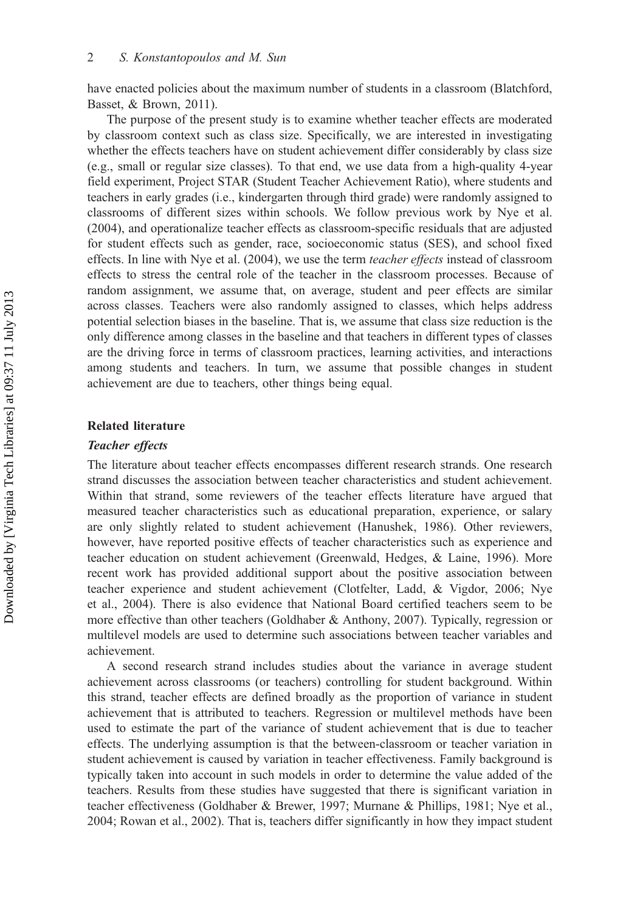have enacted policies about the maximum number of students in a classroom (Blatchford, Basset, & Brown, 2011).

The purpose of the present study is to examine whether teacher effects are moderated by classroom context such as class size. Specifically, we are interested in investigating whether the effects teachers have on student achievement differ considerably by class size (e.g., small or regular size classes). To that end, we use data from a high-quality 4-year field experiment, Project STAR (Student Teacher Achievement Ratio), where students and teachers in early grades (i.e., kindergarten through third grade) were randomly assigned to classrooms of different sizes within schools. We follow previous work by Nye et al. (2004), and operationalize teacher effects as classroom-specific residuals that are adjusted for student effects such as gender, race, socioeconomic status (SES), and school fixed effects. In line with Nye et al. (2004), we use the term *teacher effects* instead of classroom effects to stress the central role of the teacher in the classroom processes. Because of random assignment, we assume that, on average, student and peer effects are similar across classes. Teachers were also randomly assigned to classes, which helps address potential selection biases in the baseline. That is, we assume that class size reduction is the only difference among classes in the baseline and that teachers in different types of classes are the driving force in terms of classroom practices, learning activities, and interactions among students and teachers. In turn, we assume that possible changes in student achievement are due to teachers, other things being equal.

## Related literature

### *Teacher effects*

The literature about teacher effects encompasses different research strands. One research strand discusses the association between teacher characteristics and student achievement. Within that strand, some reviewers of the teacher effects literature have argued that measured teacher characteristics such as educational preparation, experience, or salary are only slightly related to student achievement (Hanushek, 1986). Other reviewers, however, have reported positive effects of teacher characteristics such as experience and teacher education on student achievement (Greenwald, Hedges, & Laine, 1996). More recent work has provided additional support about the positive association between teacher experience and student achievement (Clotfelter, Ladd, & Vigdor, 2006; Nye et al., 2004). There is also evidence that National Board certified teachers seem to be more effective than other teachers (Goldhaber & Anthony, 2007). Typically, regression or multilevel models are used to determine such associations between teacher variables and achievement.

A second research strand includes studies about the variance in average student achievement across classrooms (or teachers) controlling for student background. Within this strand, teacher effects are defined broadly as the proportion of variance in student achievement that is attributed to teachers. Regression or multilevel methods have been used to estimate the part of the variance of student achievement that is due to teacher effects. The underlying assumption is that the between-classroom or teacher variation in student achievement is caused by variation in teacher effectiveness. Family background is typically taken into account in such models in order to determine the value added of the teachers. Results from these studies have suggested that there is significant variation in teacher effectiveness (Goldhaber & Brewer, 1997; Murnane & Phillips, 1981; Nye et al., 2004; Rowan et al., 2002). That is, teachers differ significantly in how they impact student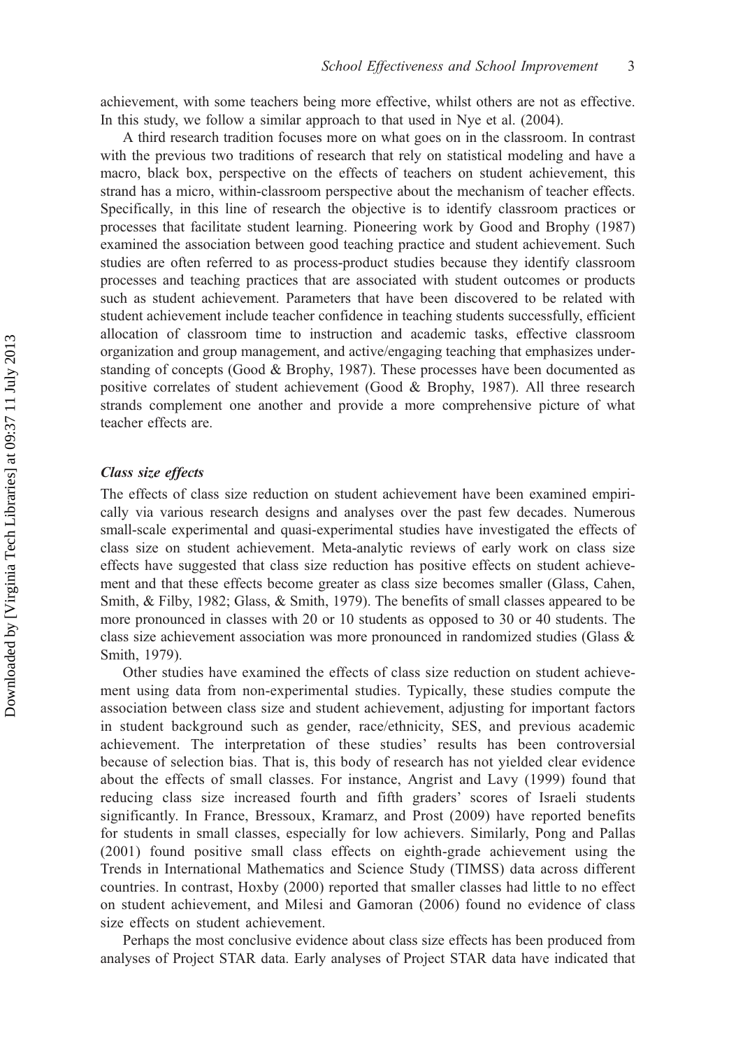achievement, with some teachers being more effective, whilst others are not as effective. In this study, we follow a similar approach to that used in Nye et al. (2004).

A third research tradition focuses more on what goes on in the classroom. In contrast with the previous two traditions of research that rely on statistical modeling and have a macro, black box, perspective on the effects of teachers on student achievement, this strand has a micro, within-classroom perspective about the mechanism of teacher effects. Specifically, in this line of research the objective is to identify classroom practices or processes that facilitate student learning. Pioneering work by Good and Brophy (1987) examined the association between good teaching practice and student achievement. Such studies are often referred to as process-product studies because they identify classroom processes and teaching practices that are associated with student outcomes or products such as student achievement. Parameters that have been discovered to be related with student achievement include teacher confidence in teaching students successfully, efficient allocation of classroom time to instruction and academic tasks, effective classroom organization and group management, and active/engaging teaching that emphasizes understanding of concepts (Good & Brophy, 1987). These processes have been documented as positive correlates of student achievement (Good & Brophy, 1987). All three research strands complement one another and provide a more comprehensive picture of what teacher effects are.

### *Class size effects*

The effects of class size reduction on student achievement have been examined empirically via various research designs and analyses over the past few decades. Numerous small-scale experimental and quasi-experimental studies have investigated the effects of class size on student achievement. Meta-analytic reviews of early work on class size effects have suggested that class size reduction has positive effects on student achievement and that these effects become greater as class size becomes smaller (Glass, Cahen, Smith, & Filby, 1982; Glass, & Smith, 1979). The benefits of small classes appeared to be more pronounced in classes with 20 or 10 students as opposed to 30 or 40 students. The class size achievement association was more pronounced in randomized studies (Glass & Smith, 1979).

Other studies have examined the effects of class size reduction on student achievement using data from non-experimental studies. Typically, these studies compute the association between class size and student achievement, adjusting for important factors in student background such as gender, race/ethnicity, SES, and previous academic achievement. The interpretation of these studies' results has been controversial because of selection bias. That is, this body of research has not yielded clear evidence about the effects of small classes. For instance, Angrist and Lavy (1999) found that reducing class size increased fourth and fifth graders' scores of Israeli students significantly. In France, Bressoux, Kramarz, and Prost (2009) have reported benefits for students in small classes, especially for low achievers. Similarly, Pong and Pallas (2001) found positive small class effects on eighth-grade achievement using the Trends in International Mathematics and Science Study (TIMSS) data across different countries. In contrast, Hoxby (2000) reported that smaller classes had little to no effect on student achievement, and Milesi and Gamoran (2006) found no evidence of class size effects on student achievement.

Perhaps the most conclusive evidence about class size effects has been produced from analyses of Project STAR data. Early analyses of Project STAR data have indicated that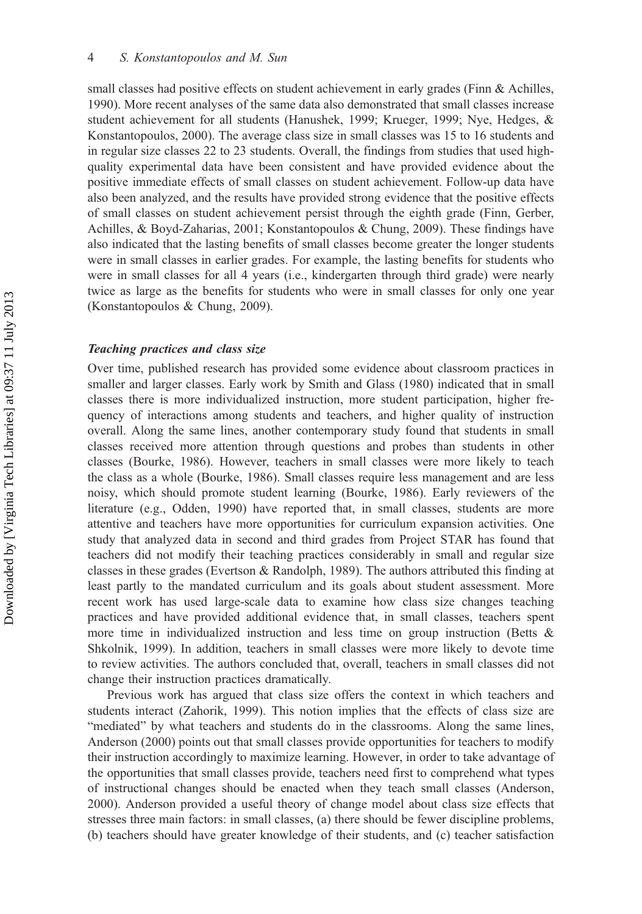small classes had positive effects on student achievement in early grades (Finn & Achilles, 1990). More recent analyses of the same data also demonstrated that small classes increase student achievement for all students (Hanushek, 1999; Krueger, 1999; Nye, Hedges, & Konstantopoulos, 2000). The average class size in small classes was 15 to 16 students and in regular size classes 22 to 23 students. Overall, the findings from studies that used high-quality experimental data have been consistent and have provided evidence about the positive immediate effects of small classes on student achievement. Follow-up data have also been analyzed, and the results have provided strong evidence that the positive effects of small classes on student achievement persist through the eighth grade (Finn, Gerber, Achilles, & Boyd-Zaharias, 2001; Konstantopoulos & Chung, 2009). These findings have also indicated that the lasting benefits of small classes become greater the longer students were in small classes in earlier grades. For example, the lasting benefits for students who were in small classes for all 4 years (i.e., kindergarten through third grade) were nearly twice as large as the benefits for students who were in small classes for only one year (Konstantopoulos & Chung, 2009).

### *Teaching practices and class size*

Over time, published research has provided some evidence about classroom practices in smaller and larger classes. Early work by Smith and Glass (1980) indicated that in small classes there is more individualized instruction, more student participation, higher frequency of interactions among students and teachers, and higher quality of instruction overall. Along the same lines, another contemporary study found that students in small classes received more attention through questions and probes than students in other classes (Bourke, 1986). However, teachers in small classes were more likely to teach the class as a whole (Bourke, 1986). Small classes require less management and are less noisy, which should promote student learning (Bourke, 1986). Early reviewers of the literature (e.g., Odden, 1990) have reported that, in small classes, students are more attentive and teachers have more opportunities for curriculum expansion activities. One study that analyzed data in second and third grades from Project STAR has found that teachers did not modify their teaching practices considerably in small and regular size classes in these grades (Evertson & Randolph, 1989). The authors attributed this finding at least partly to the mandated curriculum and its goals about student assessment. More recent work has used large-scale data to examine how class size changes teaching practices and have provided additional evidence that, in small classes, teachers spent more time in individualized instruction and less time on group instruction (Betts & Shkolnik, 1999). In addition, teachers in small classes were more likely to devote time to review activities. The authors concluded that, overall, teachers in small classes did not change their instruction practices dramatically.

Previous work has argued that class size offers the context in which teachers and students interact (Zahorik, 1999). This notion implies that the effects of class size are "mediated" by what teachers and students do in the classrooms. Along the same lines, Anderson (2000) points out that small classes provide opportunities for teachers to modify their instruction accordingly to maximize learning. However, in order to take advantage of the opportunities that small classes provide, teachers need first to comprehend what types of instructional changes should be enacted when they teach small classes (Anderson, 2000). Anderson provided a useful theory of change model about class size effects that stresses three main factors: in small classes, (a) there should be fewer discipline problems, (b) teachers should have greater knowledge of their students, and (c) teacher satisfaction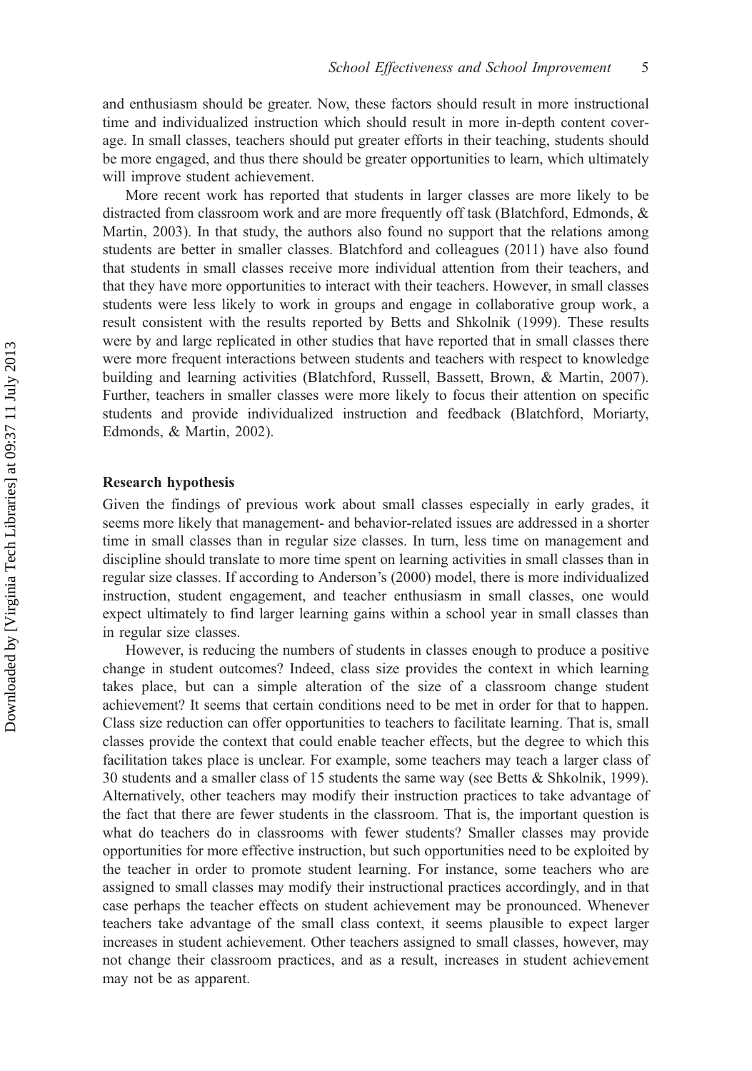and enthusiasm should be greater. Now, these factors should result in more instructional time and individualized instruction which should result in more in-depth content coverage. In small classes, teachers should put greater efforts in their teaching, students should be more engaged, and thus there should be greater opportunities to learn, which ultimately will improve student achievement.

More recent work has reported that students in larger classes are more likely to be distracted from classroom work and are more frequently off task (Blatchford, Edmonds, & Martin, 2003). In that study, the authors also found no support that the relations among students are better in smaller classes. Blatchford and colleagues (2011) have also found that students in small classes receive more individual attention from their teachers, and that they have more opportunities to interact with their teachers. However, in small classes students were less likely to work in groups and engage in collaborative group work, a result consistent with the results reported by Betts and Shkolnik (1999). These results were by and large replicated in other studies that have reported that in small classes there were more frequent interactions between students and teachers with respect to knowledge building and learning activities (Blatchford, Russell, Bassett, Brown, & Martin, 2007). Further, teachers in smaller classes were more likely to focus their attention on specific students and provide individualized instruction and feedback (Blatchford, Moriarty, Edmonds, & Martin, 2002).

## Research hypothesis

Given the findings of previous work about small classes especially in early grades, it seems more likely that management- and behavior-related issues are addressed in a shorter time in small classes than in regular size classes. In turn, less time on management and discipline should translate to more time spent on learning activities in small classes than in regular size classes. If according to Anderson's (2000) model, there is more individualized instruction, student engagement, and teacher enthusiasm in small classes, one would expect ultimately to find larger learning gains within a school year in small classes than in regular size classes.

However, is reducing the numbers of students in classes enough to produce a positive change in student outcomes? Indeed, class size provides the context in which learning takes place, but can a simple alteration of the size of a classroom change student achievement? It seems that certain conditions need to be met in order for that to happen. Class size reduction can offer opportunities to teachers to facilitate learning. That is, small classes provide the context that could enable teacher effects, but the degree to which this facilitation takes place is unclear. For example, some teachers may teach a larger class of 30 students and a smaller class of 15 students the same way (see Betts & Shkolnik, 1999). Alternatively, other teachers may modify their instruction practices to take advantage of the fact that there are fewer students in the classroom. That is, the important question is what do teachers do in classrooms with fewer students? Smaller classes may provide opportunities for more effective instruction, but such opportunities need to be exploited by the teacher in order to promote student learning. For instance, some teachers who are assigned to small classes may modify their instructional practices accordingly, and in that case perhaps the teacher effects on student achievement may be pronounced. Whenever teachers take advantage of the small class context, it seems plausible to expect larger increases in student achievement. Other teachers assigned to small classes, however, may not change their classroom practices, and as a result, increases in student achievement may not be as apparent.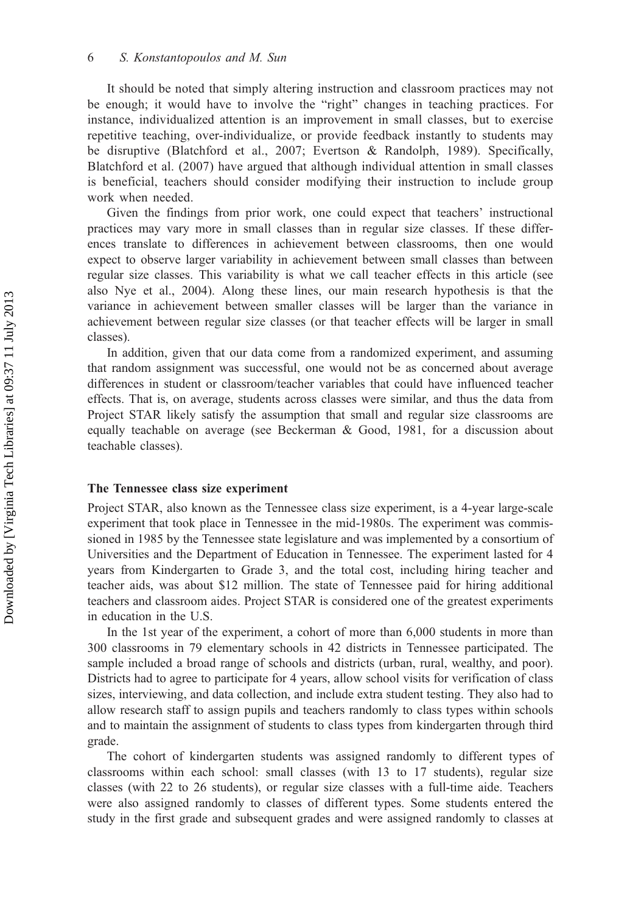It should be noted that simply altering instruction and classroom practices may not be enough; it would have to involve the "right" changes in teaching practices. For instance, individualized attention is an improvement in small classes, but to exercise repetitive teaching, over-individualize, or provide feedback instantly to students may be disruptive (Blatchford et al., 2007; Evertson & Randolph, 1989). Specifically, Blatchford et al. (2007) have argued that although individual attention in small classes is beneficial, teachers should consider modifying their instruction to include group work when needed.

Given the findings from prior work, one could expect that teachers' instructional practices may vary more in small classes than in regular size classes. If these differences translate to differences in achievement between classrooms, then one would expect to observe larger variability in achievement between small classes than between regular size classes. This variability is what we call teacher effects in this article (see also Nye et al., 2004). Along these lines, our main research hypothesis is that the variance in achievement between smaller classes will be larger than the variance in achievement between regular size classes (or that teacher effects will be larger in small classes).

In addition, given that our data come from a randomized experiment, and assuming that random assignment was successful, one would not be as concerned about average differences in student or classroom/teacher variables that could have influenced teacher effects. That is, on average, students across classes were similar, and thus the data from Project STAR likely satisfy the assumption that small and regular size classrooms are equally teachable on average (see Beckerman & Good, 1981, for a discussion about teachable classes).

### The Tennessee class size experiment

Project STAR, also known as the Tennessee class size experiment, is a 4-year large-scale experiment that took place in Tennessee in the mid-1980s. The experiment was commissioned in 1985 by the Tennessee state legislature and was implemented by a consortium of Universities and the Department of Education in Tennessee. The experiment lasted for 4 years from Kindergarten to Grade 3, and the total cost, including hiring teacher and teacher aids, was about $12 million. The state of Tennessee paid for hiring additional teachers and classroom aides. Project STAR is considered one of the greatest experiments in education in the U.S.

In the 1st year of the experiment, a cohort of more than 6,000 students in more than 300 classrooms in 79 elementary schools in 42 districts in Tennessee participated. The sample included a broad range of schools and districts (urban, rural, wealthy, and poor). Districts had to agree to participate for 4 years, allow school visits for verification of class sizes, interviewing, and data collection, and include extra student testing. They also had to allow research staff to assign pupils and teachers randomly to class types within schools and to maintain the assignment of students to class types from kindergarten through third grade.

The cohort of kindergarten students was assigned randomly to different types of classrooms within each school: small classes (with 13 to 17 students), regular size classes (with 22 to 26 students), or regular size classes with a full-time aide. Teachers were also assigned randomly to classes of different types. Some students entered the study in the first grade and subsequent grades and were assigned randomly to classes at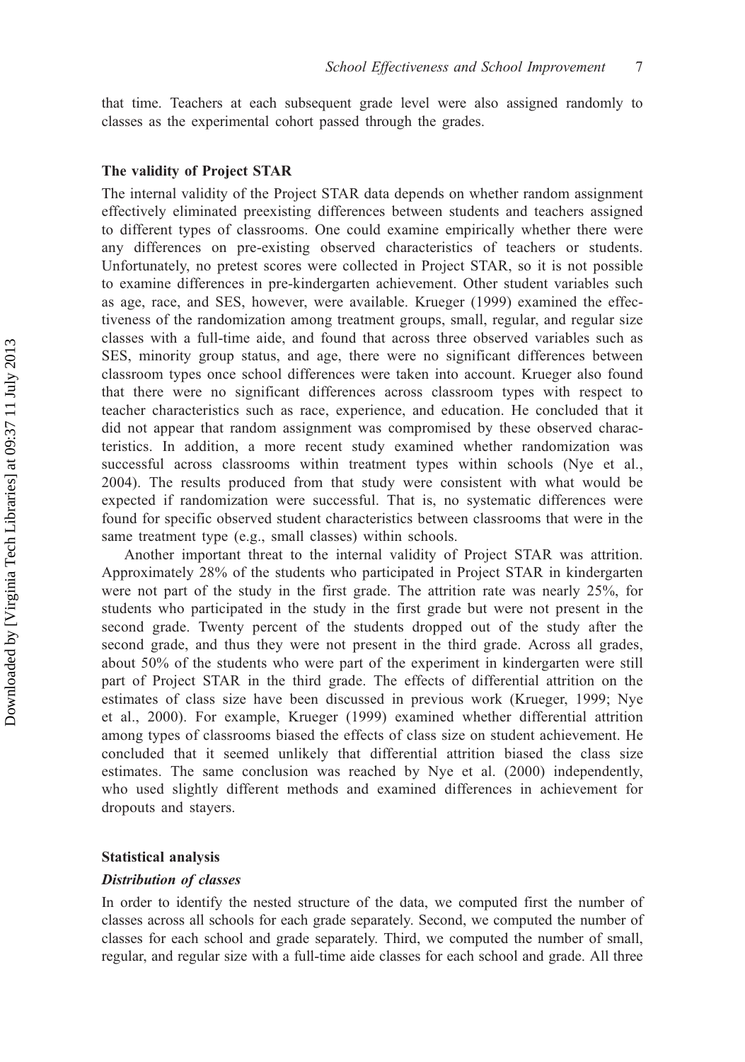that time. Teachers at each subsequent grade level were also assigned randomly to classes as the experimental cohort passed through the grades.

### The validity of Project STAR

The internal validity of the Project STAR data depends on whether random assignment effectively eliminated preexisting differences between students and teachers assigned to different types of classrooms. One could examine empirically whether there were any differences on pre-existing observed characteristics of teachers or students. Unfortunately, no pretest scores were collected in Project STAR, so it is not possible to examine differences in pre-kindergarten achievement. Other student variables such as age, race, and SES, however, were available. Krueger (1999) examined the effectiveness of the randomization among treatment groups, small, regular, and regular size classes with a full-time aide, and found that across three observed variables such as SES, minority group status, and age, there were no significant differences between classroom types once school differences were taken into account. Krueger also found that there were no significant differences across classroom types with respect to teacher characteristics such as race, experience, and education. He concluded that it did not appear that random assignment was compromised by these observed characteristics. In addition, a more recent study examined whether randomization was successful across classrooms within treatment types within schools (Nye et al., 2004). The results produced from that study were consistent with what would be expected if randomization were successful. That is, no systematic differences were found for specific observed student characteristics between classrooms that were in the same treatment type (e.g., small classes) within schools.

Another important threat to the internal validity of Project STAR was attrition. Approximately 28% of the students who participated in Project STAR in kindergarten were not part of the study in the first grade. The attrition rate was nearly 25%, for students who participated in the study in the first grade but were not present in the second grade. Twenty percent of the students dropped out of the study after the second grade, and thus they were not present in the third grade. Across all grades, about 50% of the students who were part of the experiment in kindergarten were still part of Project STAR in the third grade. The effects of differential attrition on the estimates of class size have been discussed in previous work (Krueger, 1999; Nye et al., 2000). For example, Krueger (1999) examined whether differential attrition among types of classrooms biased the effects of class size on student achievement. He concluded that it seemed unlikely that differential attrition biased the class size estimates. The same conclusion was reached by Nye et al. (2000) independently, who used slightly different methods and examined differences in achievement for dropouts and stayers.

### Statistical analysis

#### *Distribution of classes*

In order to identify the nested structure of the data, we computed first the number of classes across all schools for each grade separately. Second, we computed the number of classes for each school and grade separately. Third, we computed the number of small, regular, and regular size with a full-time aide classes for each school and grade. All three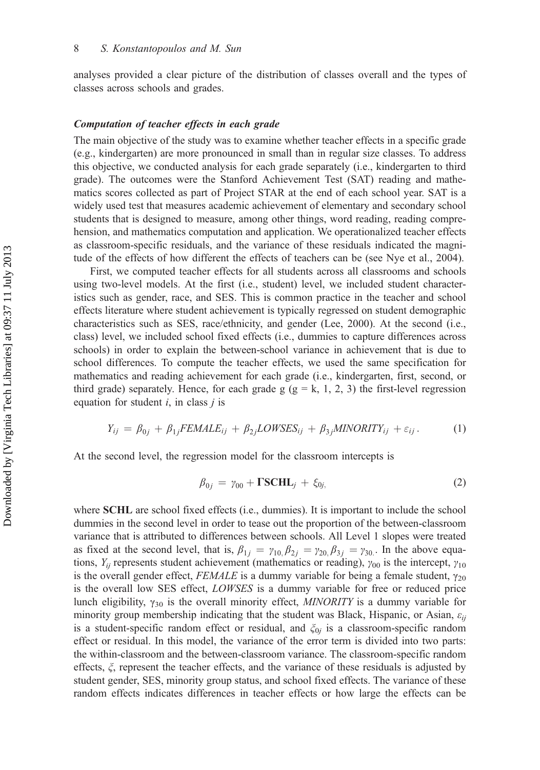analyses provided a clear picture of the distribution of classes overall and the types of classes across schools and grades.

### *Computation of teacher effects in each grade*

The main objective of the study was to examine whether teacher effects in a specific grade (e.g., kindergarten) are more pronounced in small than in regular size classes. To address this objective, we conducted analysis for each grade separately (i.e., kindergarten to third grade). The outcomes were the Stanford Achievement Test (SAT) reading and mathematics scores collected as part of Project STAR at the end of each school year. SAT is a widely used test that measures academic achievement of elementary and secondary school students that is designed to measure, among other things, word reading, reading comprehension, and mathematics computation and application. We operationalized teacher effects as classroom-specific residuals, and the variance of these residuals indicated the magnitude of the effects of how different the effects of teachers can be (see Nye et al., 2004).

First, we computed teacher effects for all students across all classrooms and schools using two-level models. At the first (i.e., student) level, we included student characteristics such as gender, race, and SES. This is common practice in the teacher and school effects literature where student achievement is typically regressed on student demographic characteristics such as SES, race/ethnicity, and gender (Lee, 2000). At the second (i.e., class) level, we included school fixed effects (i.e., dummies to capture differences across schools) in order to explain the between-school variance in achievement that is due to school differences. To compute the teacher effects, we used the same specification for mathematics and reading achievement for each grade (i.e., kindergarten, first, second, or third grade) separately. Hence, for each grade g (g = k, 1, 2, 3) the first-level regression equation for student *i*, in class *j* is

$$Y_{ij} = \beta_{0j} + \beta_{1j}FEMALE_{ij} + \beta_{2j}LOWSES_{ij} + \beta_{3j}MINORITY_{ij} + \varepsilon_{ij}. \qquad (1)$$

At the second level, the regression model for the classroom intercepts is

$$\beta_{0j} = \gamma_{00} + \mathbf{\Gamma}\mathbf{SCHL}_j + \xi_{0j}, \qquad (2)$$

where **SCHL** are school fixed effects (i.e., dummies). It is important to include the school dummies in the second level in order to tease out the proportion of the between-classroom variance that is attributed to differences between schools. All Level 1 slopes were treated as fixed at the second level, that is, $\beta_{1j} = \gamma_{10,} \beta_{2j} = \gamma_{20,} \beta_{3j} = \gamma_{30.}$. In the above equations, $Y_{ij}$ represents student achievement (mathematics or reading), $\gamma_{00}$ is the intercept, $\gamma_{10}$ is the overall gender effect, *FEMALE* is a dummy variable for being a female student, $\gamma_{20}$ is the overall low SES effect, *LOWSES* is a dummy variable for free or reduced price lunch eligibility, $\gamma_{30}$ is the overall minority effect, *MINORITY* is a dummy variable for minority group membership indicating that the student was Black, Hispanic, or Asian, $\varepsilon_{ij}$ is a student-specific random effect or residual, and $\xi_{0j}$ is a classroom-specific random effect or residual. In this model, the variance of the error term is divided into two parts: the within-classroom and the between-classroom variance. The classroom-specific random effects, $\xi$, represent the teacher effects, and the variance of these residuals is adjusted by student gender, SES, minority group status, and school fixed effects. The variance of these random effects indicates differences in teacher effects or how large the effects can be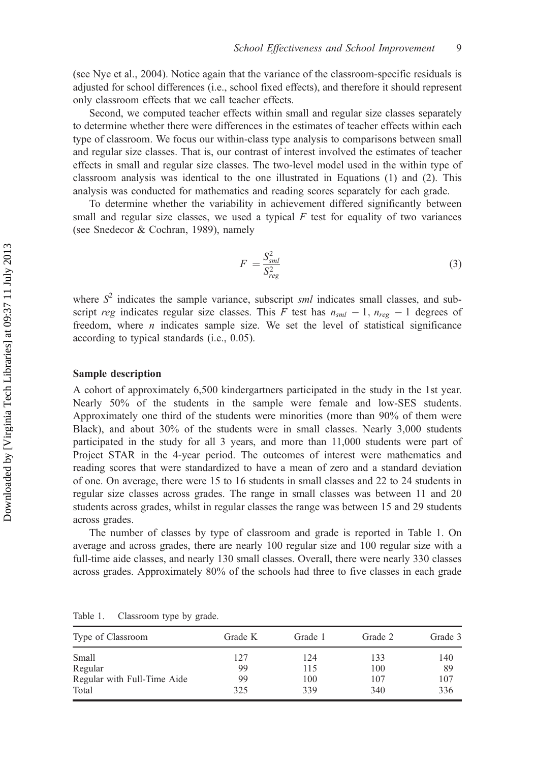(see Nye et al., 2004). Notice again that the variance of the classroom-specific residuals is adjusted for school differences (i.e., school fixed effects), and therefore it should represent only classroom effects that we call teacher effects.

Second, we computed teacher effects within small and regular size classes separately to determine whether there were differences in the estimates of teacher effects within each type of classroom. We focus our within-class type analysis to comparisons between small and regular size classes. That is, our contrast of interest involved the estimates of teacher effects in small and regular size classes. The two-level model used in the within type of classroom analysis was identical to the one illustrated in Equations (1) and (2). This analysis was conducted for mathematics and reading scores separately for each grade.

To determine whether the variability in achievement differed significantly between small and regular size classes, we used a typical $F$ test for equality of two variances (see Snedecor & Cochran, 1989), namely

$$F = \frac{S^2_{sml}}{S^2_{reg}} \tag{3}$$

where $S^2$ indicates the sample variance, subscript *sml* indicates small classes, and subscript *reg* indicates regular size classes. This $F$ test has $n_{sml} - 1$, $n_{reg} - 1$ degrees of freedom, where $n$ indicates sample size. We set the level of statistical significance according to typical standards (i.e., 0.05).

### Sample description

A cohort of approximately 6,500 kindergartners participated in the study in the 1st year. Nearly 50% of the students in the sample were female and low-SES students. Approximately one third of the students were minorities (more than 90% of them were Black), and about 30% of the students were in small classes. Nearly 3,000 students participated in the study for all 3 years, and more than 11,000 students were part of Project STAR in the 4-year period. The outcomes of interest were mathematics and reading scores that were standardized to have a mean of zero and a standard deviation of one. On average, there were 15 to 16 students in small classes and 22 to 24 students in regular size classes across grades. The range in small classes was between 11 and 20 students across grades, whilst in regular classes the range was between 15 and 29 students across grades.

The number of classes by type of classroom and grade is reported in Table 1. On average and across grades, there are nearly 100 regular size and 100 regular size with a full-time aide classes, and nearly 130 small classes. Overall, there were nearly 330 classes across grades. Approximately 80% of the schools had three to five classes in each grade

Table 1. Classroom type by grade.

| Type of Classroom | Grade K | Grade 1 | Grade 2 | Grade 3 |
|---|---|---|---|---|
| Small | 127 | 124 | 133 | 140 |
| Regular | 99 | 115 | 100 | 89 |
| Regular with Full-Time Aide | 99 | 100 | 107 | 107 |
| Total | 325 | 339 | 340 | 336 |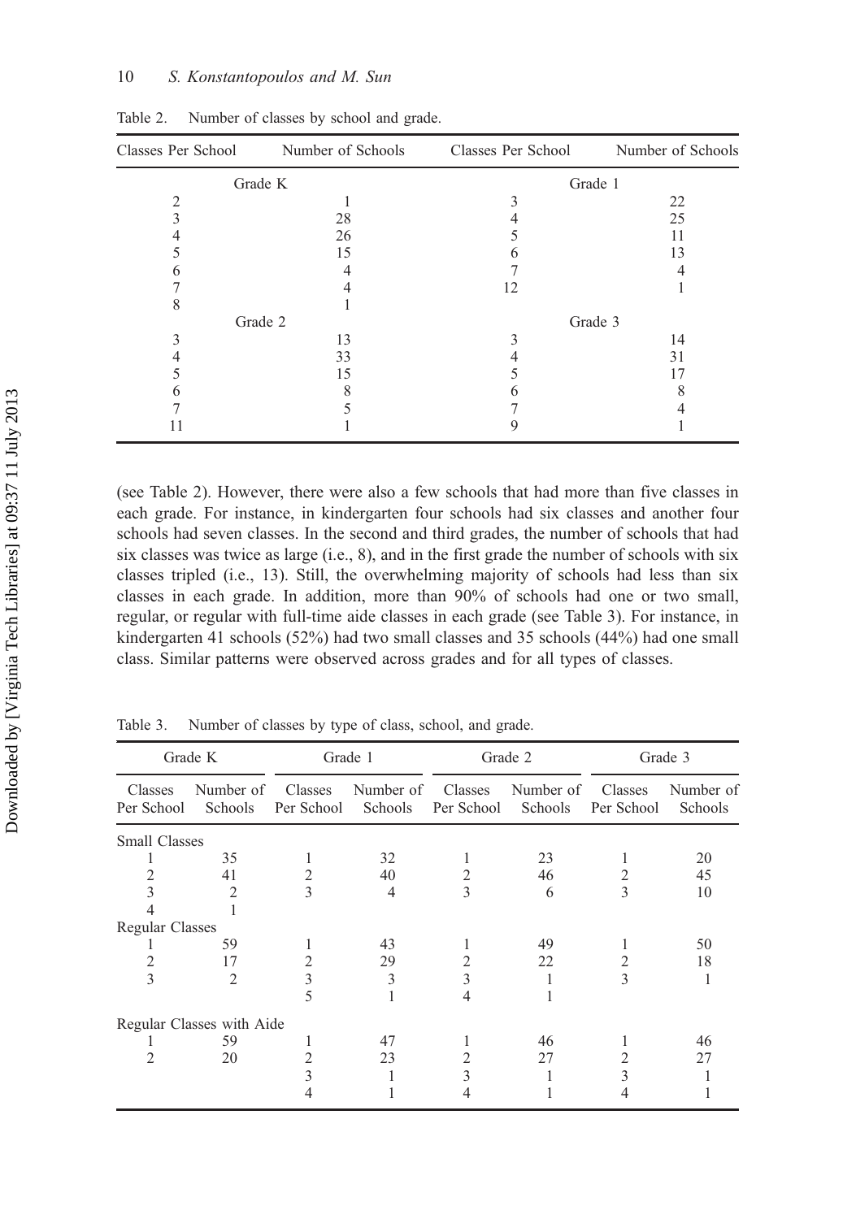Table 2. Number of classes by school and grade.

| Classes Per School | Number of Schools | Classes Per School | Number of Schools |
|---|---|---|---|
| Grade K | | Grade 1 | |
| 2 | 1 | 3 | 22 |
| 3 | 28 | 4 | 25 |
| 4 | 26 | 5 | 11 |
| 5 | 15 | 6 | 13 |
| 6 | 4 | 7 | 4 |
| 7 | 4 | 12 | 1 |
| 8 | 1 | | |
| Grade 2 | | Grade 3 | |
| 3 | 13 | 3 | 14 |
| 4 | 33 | 4 | 31 |
| 5 | 15 | 5 | 17 |
| 6 | 8 | 6 | 8 |
| 7 | 5 | 7 | 4 |
| 11 | 1 | 9 | 1 |

(see Table 2). However, there were also a few schools that had more than five classes in each grade. For instance, in kindergarten four schools had six classes and another four schools had seven classes. In the second and third grades, the number of schools that had six classes was twice as large (i.e., 8), and in the first grade the number of schools with six classes tripled (i.e., 13). Still, the overwhelming majority of schools had less than six classes in each grade. In addition, more than 90% of schools had one or two small, regular, or regular with full-time aide classes in each grade (see Table 3). For instance, in kindergarten 41 schools (52%) had two small classes and 35 schools (44%) had one small class. Similar patterns were observed across grades and for all types of classes.

Table 3. Number of classes by type of class, school, and grade.

| Grade K | | Grade 1 | | Grade 2 | | Grade 3 | |
|---|---|---|---|---|---|---|---|
| Classes Per School | Number of Schools | Classes Per School | Number of Schools | Classes Per School | Number of Schools | Classes Per School | Number of Schools |
| Small Classes | | | | | | | |
| 1 | 35 | 1 | 32 | 1 | 23 | 1 | 20 |
| 2 | 41 | 2 | 40 | 2 | 46 | 2 | 45 |
| 3 | 2 | 3 | 4 | 3 | 6 | 3 | 10 |
| 4 | 1 | | | | | | |
| Regular Classes | | | | | | | |
| 1 | 59 | 1 | 43 | 1 | 49 | 1 | 50 |
| 2 | 17 | 2 | 29 | 2 | 22 | 2 | 18 |
| 3 | 2 | 3 | 3 | 3 | 1 | 3 | 1 |
| | | 5 | 1 | 4 | 1 | | |
| Regular Classes with Aide | | | | | | | |
| 1 | 59 | 1 | 47 | 1 | 46 | 1 | 46 |
| 2 | 20 | 2 | 23 | 2 | 27 | 2 | 27 |
| | | 3 | 1 | 3 | 1 | 3 | 1 |
| | | 4 | 1 | 4 | 1 | 4 | 1 |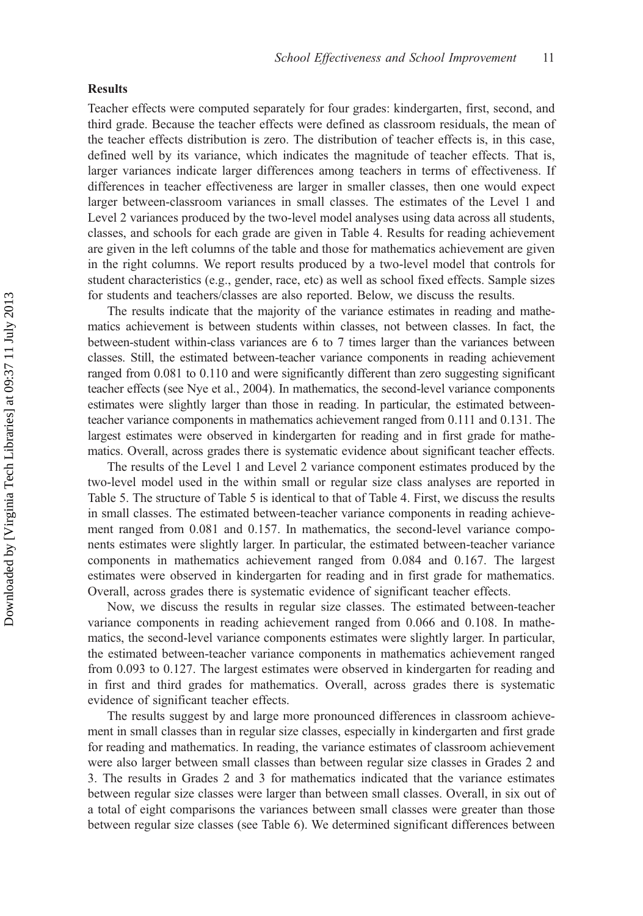**Results**

Teacher effects were computed separately for four grades: kindergarten, first, second, and third grade. Because the teacher effects were defined as classroom residuals, the mean of the teacher effects distribution is zero. The distribution of teacher effects is, in this case, defined well by its variance, which indicates the magnitude of teacher effects. That is, larger variances indicate larger differences among teachers in terms of effectiveness. If differences in teacher effectiveness are larger in smaller classes, then one would expect larger between-classroom variances in small classes. The estimates of the Level 1 and Level 2 variances produced by the two-level model analyses using data across all students, classes, and schools for each grade are given in Table 4. Results for reading achievement are given in the left columns of the table and those for mathematics achievement are given in the right columns. We report results produced by a two-level model that controls for student characteristics (e.g., gender, race, etc) as well as school fixed effects. Sample sizes for students and teachers/classes are also reported. Below, we discuss the results.

The results indicate that the majority of the variance estimates in reading and mathematics achievement is between students within classes, not between classes. In fact, the between-student within-class variances are 6 to 7 times larger than the variances between classes. Still, the estimated between-teacher variance components in reading achievement ranged from 0.081 to 0.110 and were significantly different than zero suggesting significant teacher effects (see Nye et al., 2004). In mathematics, the second-level variance components estimates were slightly larger than those in reading. In particular, the estimated between-teacher variance components in mathematics achievement ranged from 0.111 and 0.131. The largest estimates were observed in kindergarten for reading and in first grade for mathematics. Overall, across grades there is systematic evidence about significant teacher effects.

The results of the Level 1 and Level 2 variance component estimates produced by the two-level model used in the within small or regular size class analyses are reported in Table 5. The structure of Table 5 is identical to that of Table 4. First, we discuss the results in small classes. The estimated between-teacher variance components in reading achievement ranged from 0.081 and 0.157. In mathematics, the second-level variance components estimates were slightly larger. In particular, the estimated between-teacher variance components in mathematics achievement ranged from 0.084 and 0.167. The largest estimates were observed in kindergarten for reading and in first grade for mathematics. Overall, across grades there is systematic evidence of significant teacher effects.

Now, we discuss the results in regular size classes. The estimated between-teacher variance components in reading achievement ranged from 0.066 and 0.108. In mathematics, the second-level variance components estimates were slightly larger. In particular, the estimated between-teacher variance components in mathematics achievement ranged from 0.093 to 0.127. The largest estimates were observed in kindergarten for reading and in first and third grades for mathematics. Overall, across grades there is systematic evidence of significant teacher effects.

The results suggest by and large more pronounced differences in classroom achievement in small classes than in regular size classes, especially in kindergarten and first grade for reading and mathematics. In reading, the variance estimates of classroom achievement were also larger between small classes than between regular size classes in Grades 2 and 3. The results in Grades 2 and 3 for mathematics indicated that the variance estimates between regular size classes were larger than between small classes. Overall, in six out of a total of eight comparisons the variances between small classes were greater than those between regular size classes (see Table 6). We determined significant differences between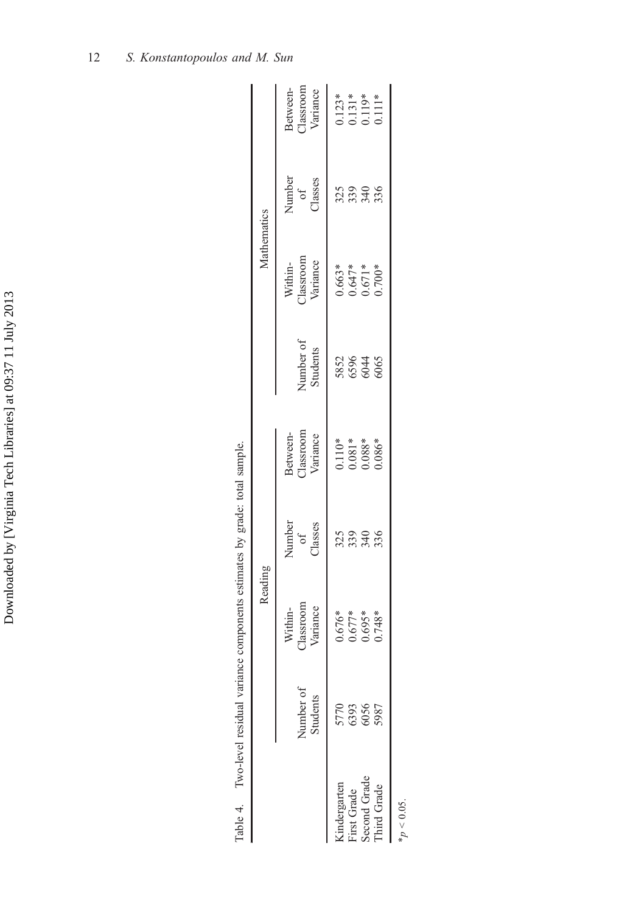Table 4. Two-level residual variance components estimates by grade: total sample.

| | Reading | | | | Mathematics | | | |
|---|---|---|---|---|---|---|---|---|
| | Number of Students | Within-Classroom Variance | Number of Classes | Between-Classroom Variance | Number of Students | Within-Classroom Variance | Number of Classes | Between-Classroom Variance |
| Kindergarten | 5770 | 0.676* | 325 | 0.110* | 5852 | 0.663* | 325 | 0.123* |
| First Grade | 6393 | 0.677* | 339 | 0.081* | 6596 | 0.647* | 339 | 0.131* |
| Second Grade | 6056 | 0.695* | 340 | 0.088* | 6044 | 0.671* | 340 | 0.119* |
| Third Grade | 5987 | 0.748* | 336 | 0.086* | 6065 | 0.700* | 336 | 0.111* |

*$p < 0.05$.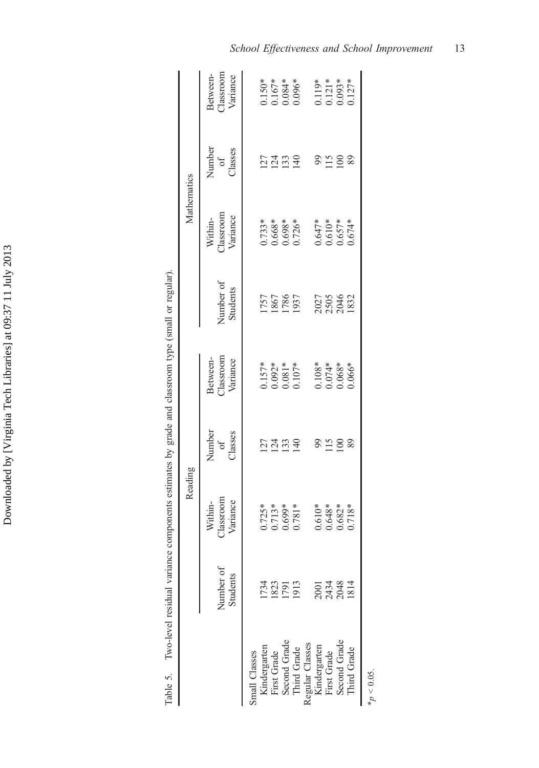Table 5. Two-level residual variance components estimates by grade and classroom type (small or regular).

| | Reading | | | | Mathematics | | | |
|---|---|---|---|---|---|---|---|---|
| | Number of Students | Within-Classroom Variance | Number of Classes | Between-Classroom Variance | Number of Students | Within-Classroom Variance | Number of Classes | Between-Classroom Variance |
| Small Classes | | | | | | | | |
| Kindergarten | 1734 | 0.725* | 127 | 0.157* | 1757 | 0.733* | 127 | 0.150* |
| First Grade | 1823 | 0.713* | 124 | 0.092* | 1867 | 0.668* | 124 | 0.167* |
| Second Grade | 1791 | 0.699* | 133 | 0.081* | 1786 | 0.698* | 133 | 0.084* |
| Third Grade | 1913 | 0.781* | 140 | 0.107* | 1937 | 0.726* | 140 | 0.096* |
| Regular Classes | | | | | | | | |
| Kindergarten | 2001 | 0.610* | 99 | 0.108* | 2027 | 0.647* | 99 | 0.119* |
| First Grade | 2434 | 0.648* | 115 | 0.074* | 2505 | 0.610* | 115 | 0.121* |
| Second Grade | 2048 | 0.682* | 100 | 0.068* | 2046 | 0.657* | 100 | 0.093* |
| Third Grade | 1814 | 0.718* | 89 | 0.066* | 1832 | 0.674* | 89 | 0.127* |

*$p < 0.05$.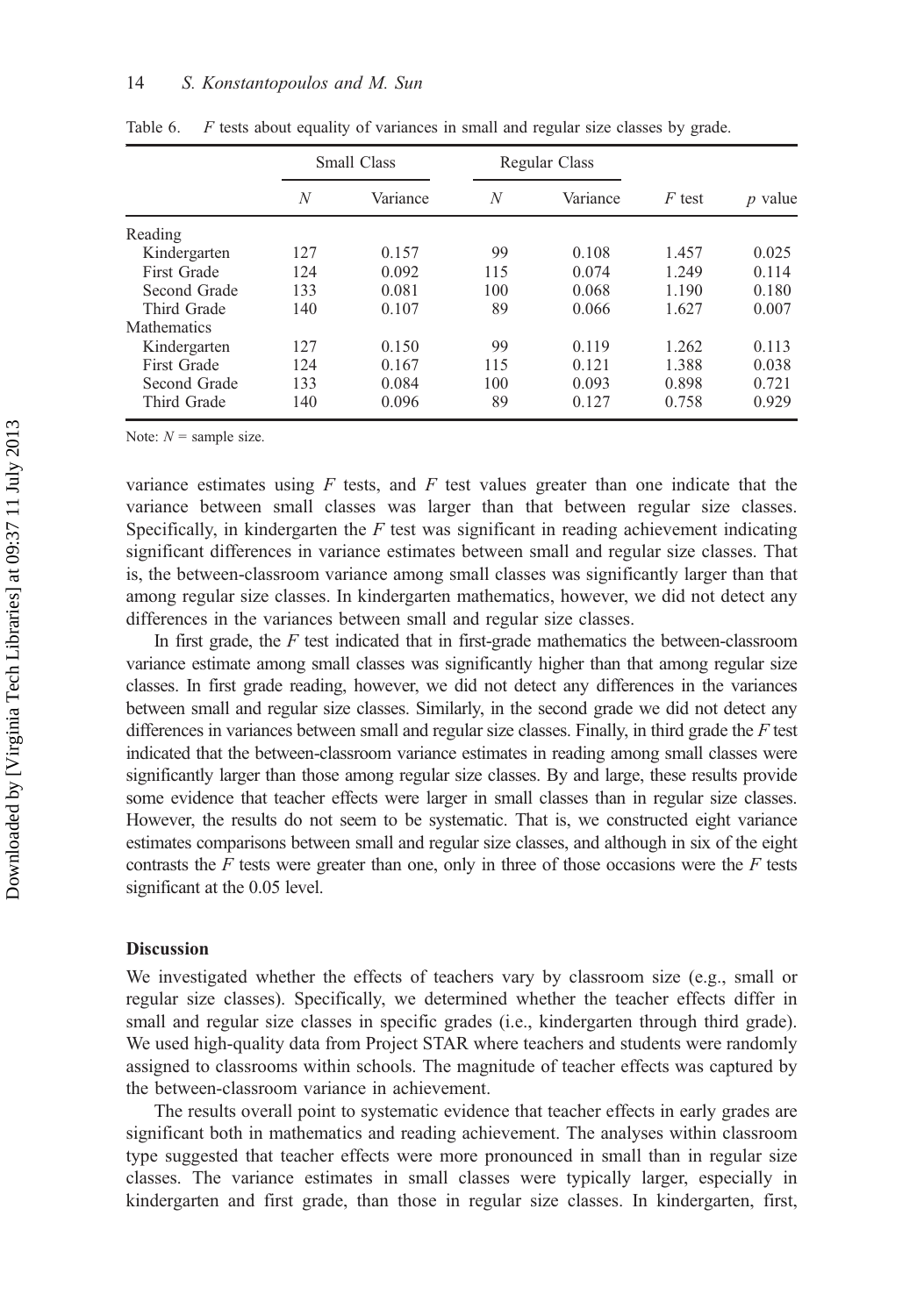Table 6. $F$ tests about equality of variances in small and regular size classes by grade.

| | Small Class | | Regular Class | | | |
|---|---|---|---|---|---|---|
| | $N$ | Variance | $N$ | Variance | $F$ test | $p$ value |
| Reading | | | | | | |
| Kindergarten | 127 | 0.157 | 99 | 0.108 | 1.457 | 0.025 |
| First Grade | 124 | 0.092 | 115 | 0.074 | 1.249 | 0.114 |
| Second Grade | 133 | 0.081 | 100 | 0.068 | 1.190 | 0.180 |
| Third Grade | 140 | 0.107 | 89 | 0.066 | 1.627 | 0.007 |
| Mathematics | | | | | | |
| Kindergarten | 127 | 0.150 | 99 | 0.119 | 1.262 | 0.113 |
| First Grade | 124 | 0.167 | 115 | 0.121 | 1.388 | 0.038 |
| Second Grade | 133 | 0.084 | 100 | 0.093 | 0.898 | 0.721 |
| Third Grade | 140 | 0.096 | 89 | 0.127 | 0.758 | 0.929 |

Note: $N$ = sample size.

variance estimates using $F$ tests, and $F$ test values greater than one indicate that the variance between small classes was larger than that between regular size classes. Specifically, in kindergarten the $F$ test was significant in reading achievement indicating significant differences in variance estimates between small and regular size classes. That is, the between-classroom variance among small classes was significantly larger than that among regular size classes. In kindergarten mathematics, however, we did not detect any differences in the variances between small and regular size classes.

In first grade, the $F$ test indicated that in first-grade mathematics the between-classroom variance estimate among small classes was significantly higher than that among regular size classes. In first grade reading, however, we did not detect any differences in the variances between small and regular size classes. Similarly, in the second grade we did not detect any differences in variances between small and regular size classes. Finally, in third grade the $F$ test indicated that the between-classroom variance estimates in reading among small classes were significantly larger than those among regular size classes. By and large, these results provide some evidence that teacher effects were larger in small classes than in regular size classes. However, the results do not seem to be systematic. That is, we constructed eight variance estimates comparisons between small and regular size classes, and although in six of the eight contrasts the $F$ tests were greater than one, only in three of those occasions were the $F$ tests significant at the 0.05 level.

## Discussion

We investigated whether the effects of teachers vary by classroom size (e.g., small or regular size classes). Specifically, we determined whether the teacher effects differ in small and regular size classes in specific grades (i.e., kindergarten through third grade). We used high-quality data from Project STAR where teachers and students were randomly assigned to classrooms within schools. The magnitude of teacher effects was captured by the between-classroom variance in achievement.

The results overall point to systematic evidence that teacher effects in early grades are significant both in mathematics and reading achievement. The analyses within classroom type suggested that teacher effects were more pronounced in small than in regular size classes. The variance estimates in small classes were typically larger, especially in kindergarten and first grade, than those in regular size classes. In kindergarten, first,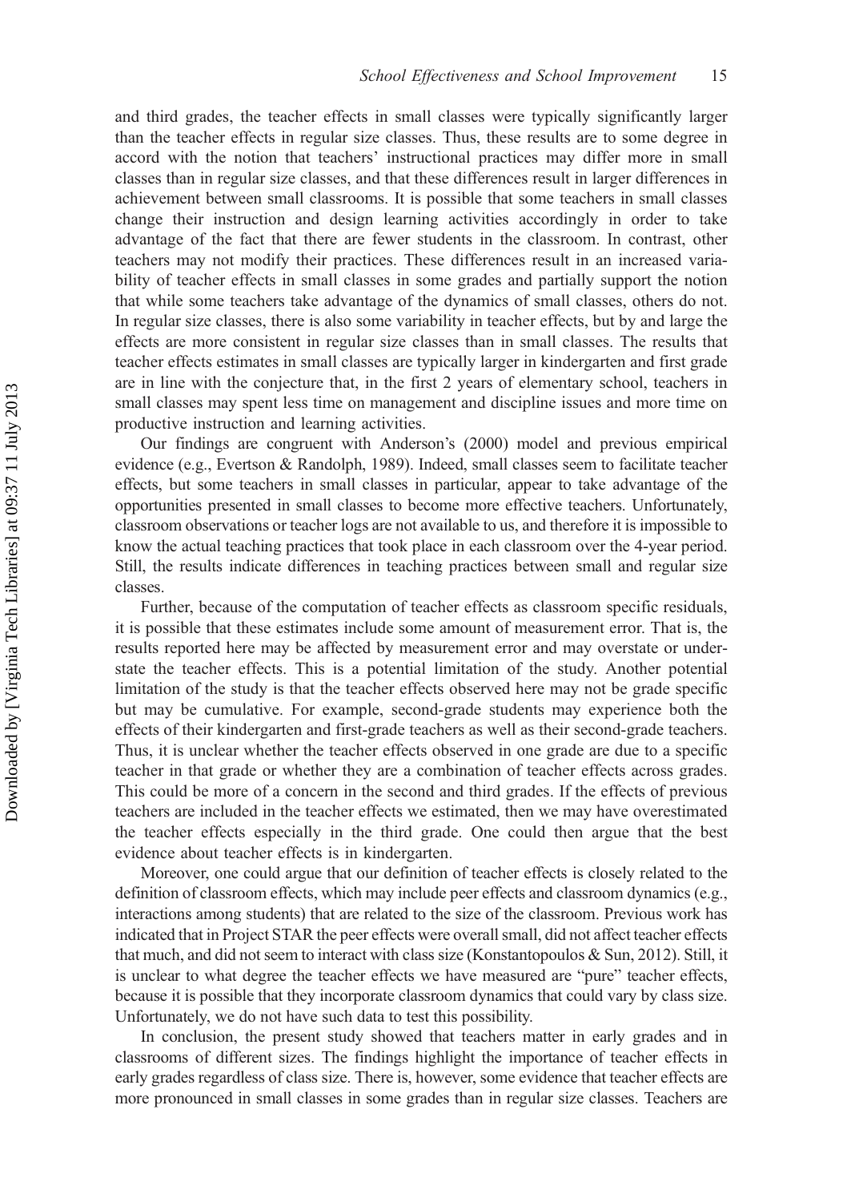and third grades, the teacher effects in small classes were typically significantly larger than the teacher effects in regular size classes. Thus, these results are to some degree in accord with the notion that teachers' instructional practices may differ more in small classes than in regular size classes, and that these differences result in larger differences in achievement between small classrooms. It is possible that some teachers in small classes change their instruction and design learning activities accordingly in order to take advantage of the fact that there are fewer students in the classroom. In contrast, other teachers may not modify their practices. These differences result in an increased variability of teacher effects in small classes in some grades and partially support the notion that while some teachers take advantage of the dynamics of small classes, others do not. In regular size classes, there is also some variability in teacher effects, but by and large the effects are more consistent in regular size classes than in small classes. The results that teacher effects estimates in small classes are typically larger in kindergarten and first grade are in line with the conjecture that, in the first 2 years of elementary school, teachers in small classes may spent less time on management and discipline issues and more time on productive instruction and learning activities.

Our findings are congruent with Anderson's (2000) model and previous empirical evidence (e.g., Evertson & Randolph, 1989). Indeed, small classes seem to facilitate teacher effects, but some teachers in small classes in particular, appear to take advantage of the opportunities presented in small classes to become more effective teachers. Unfortunately, classroom observations or teacher logs are not available to us, and therefore it is impossible to know the actual teaching practices that took place in each classroom over the 4-year period. Still, the results indicate differences in teaching practices between small and regular size classes.

Further, because of the computation of teacher effects as classroom specific residuals, it is possible that these estimates include some amount of measurement error. That is, the results reported here may be affected by measurement error and may overstate or understate the teacher effects. This is a potential limitation of the study. Another potential limitation of the study is that the teacher effects observed here may not be grade specific but may be cumulative. For example, second-grade students may experience both the effects of their kindergarten and first-grade teachers as well as their second-grade teachers. Thus, it is unclear whether the teacher effects observed in one grade are due to a specific teacher in that grade or whether they are a combination of teacher effects across grades. This could be more of a concern in the second and third grades. If the effects of previous teachers are included in the teacher effects we estimated, then we may have overestimated the teacher effects especially in the third grade. One could then argue that the best evidence about teacher effects is in kindergarten.

Moreover, one could argue that our definition of teacher effects is closely related to the definition of classroom effects, which may include peer effects and classroom dynamics (e.g., interactions among students) that are related to the size of the classroom. Previous work has indicated that in Project STAR the peer effects were overall small, did not affect teacher effects that much, and did not seem to interact with class size (Konstantopoulos & Sun, 2012). Still, it is unclear to what degree the teacher effects we have measured are "pure" teacher effects, because it is possible that they incorporate classroom dynamics that could vary by class size. Unfortunately, we do not have such data to test this possibility.

In conclusion, the present study showed that teachers matter in early grades and in classrooms of different sizes. The findings highlight the importance of teacher effects in early grades regardless of class size. There is, however, some evidence that teacher effects are more pronounced in small classes in some grades than in regular size classes. Teachers are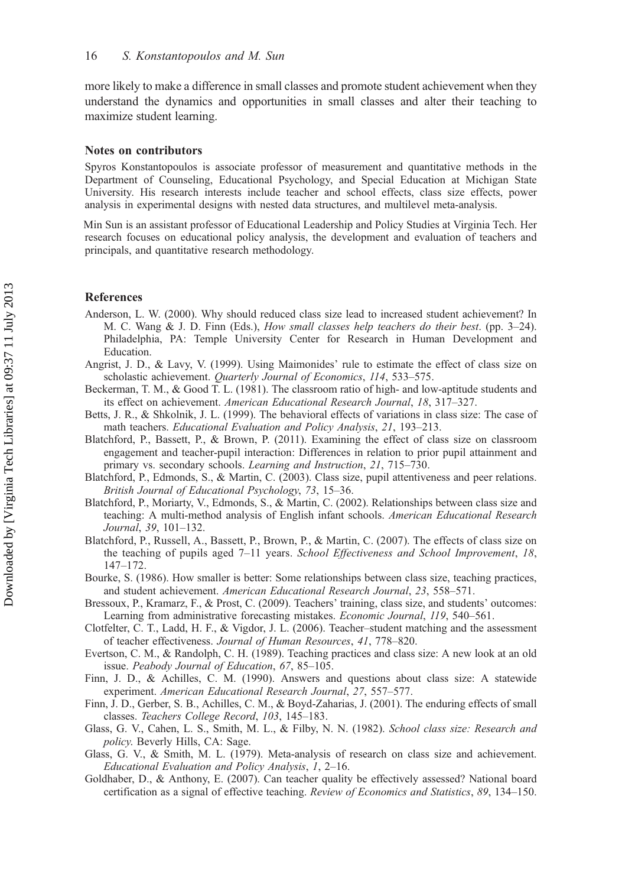more likely to make a difference in small classes and promote student achievement when they understand the dynamics and opportunities in small classes and alter their teaching to maximize student learning.

## Notes on contributors

Spyros Konstantopoulos is associate professor of measurement and quantitative methods in the Department of Counseling, Educational Psychology, and Special Education at Michigan State University. His research interests include teacher and school effects, class size effects, power analysis in experimental designs with nested data structures, and multilevel meta-analysis.

Min Sun is an assistant professor of Educational Leadership and Policy Studies at Virginia Tech. Her research focuses on educational policy analysis, the development and evaluation of teachers and principals, and quantitative research methodology.

## References

Anderson, L. W. (2000). Why should reduced class size lead to increased student achievement? In M. C. Wang & J. D. Finn (Eds.), *How small classes help teachers do their best*. (pp. 3–24). Philadelphia, PA: Temple University Center for Research in Human Development and Education.

Angrist, J. D., & Lavy, V. (1999). Using Maimonides' rule to estimate the effect of class size on scholastic achievement. *Quarterly Journal of Economics*, *114*, 533–575.

Beckerman, T. M., & Good T. L. (1981). The classroom ratio of high- and low-aptitude students and its effect on achievement. *American Educational Research Journal*, *18*, 317–327.

Betts, J. R., & Shkolnik, J. L. (1999). The behavioral effects of variations in class size: The case of math teachers. *Educational Evaluation and Policy Analysis*, *21*, 193–213.

Blatchford, P., Bassett, P., & Brown, P. (2011). Examining the effect of class size on classroom engagement and teacher-pupil interaction: Differences in relation to prior pupil attainment and primary vs. secondary schools. *Learning and Instruction*, *21*, 715–730.

Blatchford, P., Edmonds, S., & Martin, C. (2003). Class size, pupil attentiveness and peer relations. *British Journal of Educational Psychology*, *73*, 15–36.

Blatchford, P., Moriarty, V., Edmonds, S., & Martin, C. (2002). Relationships between class size and teaching: A multi-method analysis of English infant schools. *American Educational Research Journal*, *39*, 101–132.

Blatchford, P., Russell, A., Bassett, P., Brown, P., & Martin, C. (2007). The effects of class size on the teaching of pupils aged 7–11 years. *School Effectiveness and School Improvement*, *18*, 147–172.

Bourke, S. (1986). How smaller is better: Some relationships between class size, teaching practices, and student achievement. *American Educational Research Journal*, *23*, 558–571.

Bressoux, P., Kramarz, F., & Prost, C. (2009). Teachers' training, class size, and students' outcomes: Learning from administrative forecasting mistakes. *Economic Journal*, *119*, 540–561.

Clotfelter, C. T., Ladd, H. F., & Vigdor, J. L. (2006). Teacher–student matching and the assessment of teacher effectiveness. *Journal of Human Resources*, *41*, 778–820.

Evertson, C. M., & Randolph, C. H. (1989). Teaching practices and class size: A new look at an old issue. *Peabody Journal of Education*, *67*, 85–105.

Finn, J. D., & Achilles, C. M. (1990). Answers and questions about class size: A statewide experiment. *American Educational Research Journal*, *27*, 557–577.

Finn, J. D., Gerber, S. B., Achilles, C. M., & Boyd-Zaharias, J. (2001). The enduring effects of small classes. *Teachers College Record*, *103*, 145–183.

Glass, G. V., Cahen, L. S., Smith, M. L., & Filby, N. N. (1982). *School class size: Research and policy*. Beverly Hills, CA: Sage.

Glass, G. V., & Smith, M. L. (1979). Meta-analysis of research on class size and achievement. *Educational Evaluation and Policy Analysis*, *1*, 2–16.

Goldhaber, D., & Anthony, E. (2007). Can teacher quality be effectively assessed? National board certification as a signal of effective teaching. *Review of Economics and Statistics*, *89*, 134–150.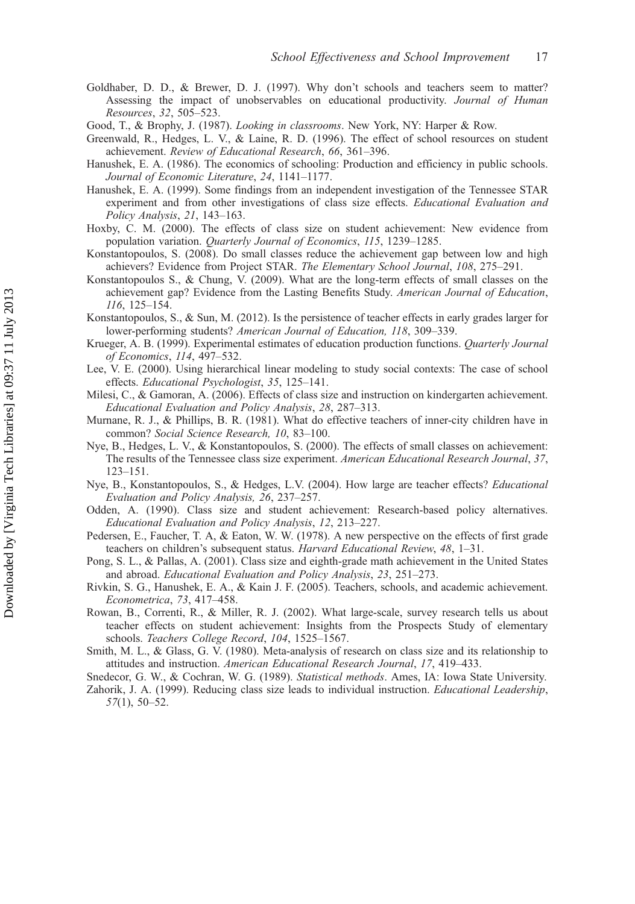Goldhaber, D. D., & Brewer, D. J. (1997). Why don't schools and teachers seem to matter? Assessing the impact of unobservables on educational productivity. *Journal of Human Resources*, *32*, 505–523.

Good, T., & Brophy, J. (1987). *Looking in classrooms*. New York, NY: Harper & Row.

Greenwald, R., Hedges, L. V., & Laine, R. D. (1996). The effect of school resources on student achievement. *Review of Educational Research*, *66*, 361–396.

Hanushek, E. A. (1986). The economics of schooling: Production and efficiency in public schools. *Journal of Economic Literature*, *24*, 1141–1177.

Hanushek, E. A. (1999). Some findings from an independent investigation of the Tennessee STAR experiment and from other investigations of class size effects. *Educational Evaluation and Policy Analysis*, *21*, 143–163.

Hoxby, C. M. (2000). The effects of class size on student achievement: New evidence from population variation. *Quarterly Journal of Economics*, *115*, 1239–1285.

Konstantopoulos, S. (2008). Do small classes reduce the achievement gap between low and high achievers? Evidence from Project STAR. *The Elementary School Journal*, *108*, 275–291.

Konstantopoulos S., & Chung, V. (2009). What are the long-term effects of small classes on the achievement gap? Evidence from the Lasting Benefits Study. *American Journal of Education*, *116*, 125–154.

Konstantopoulos, S., & Sun, M. (2012). Is the persistence of teacher effects in early grades larger for lower-performing students? *American Journal of Education, 118*, 309–339.

Krueger, A. B. (1999). Experimental estimates of education production functions. *Quarterly Journal of Economics*, *114*, 497–532.

Lee, V. E. (2000). Using hierarchical linear modeling to study social contexts: The case of school effects. *Educational Psychologist*, *35*, 125–141.

Milesi, C., & Gamoran, A. (2006). Effects of class size and instruction on kindergarten achievement. *Educational Evaluation and Policy Analysis*, *28*, 287–313.

Murnane, R. J., & Phillips, B. R. (1981). What do effective teachers of inner-city children have in common? *Social Science Research, 10*, 83–100.

Nye, B., Hedges, L. V., & Konstantopoulos, S. (2000). The effects of small classes on achievement: The results of the Tennessee class size experiment. *American Educational Research Journal*, *37*, 123–151.

Nye, B., Konstantopoulos, S., & Hedges, L.V. (2004). How large are teacher effects? *Educational Evaluation and Policy Analysis, 26*, 237–257.

Odden, A. (1990). Class size and student achievement: Research-based policy alternatives. *Educational Evaluation and Policy Analysis*, *12*, 213–227.

Pedersen, E., Faucher, T. A, & Eaton, W. W. (1978). A new perspective on the effects of first grade teachers on children's subsequent status. *Harvard Educational Review*, *48*, 1–31.

Pong, S. L., & Pallas, A. (2001). Class size and eighth-grade math achievement in the United States and abroad. *Educational Evaluation and Policy Analysis*, *23*, 251–273.

Rivkin, S. G., Hanushek, E. A., & Kain J. F. (2005). Teachers, schools, and academic achievement. *Econometrica*, *73*, 417–458.

Rowan, B., Correnti, R., & Miller, R. J. (2002). What large-scale, survey research tells us about teacher effects on student achievement: Insights from the Prospects Study of elementary schools. *Teachers College Record*, *104*, 1525–1567.

Smith, M. L., & Glass, G. V. (1980). Meta-analysis of research on class size and its relationship to attitudes and instruction. *American Educational Research Journal*, *17*, 419–433.

Snedecor, G. W., & Cochran, W. G. (1989). *Statistical methods*. Ames, IA: Iowa State University.

Zahorik, J. A. (1999). Reducing class size leads to individual instruction. *Educational Leadership*, *57*(1), 50–52.